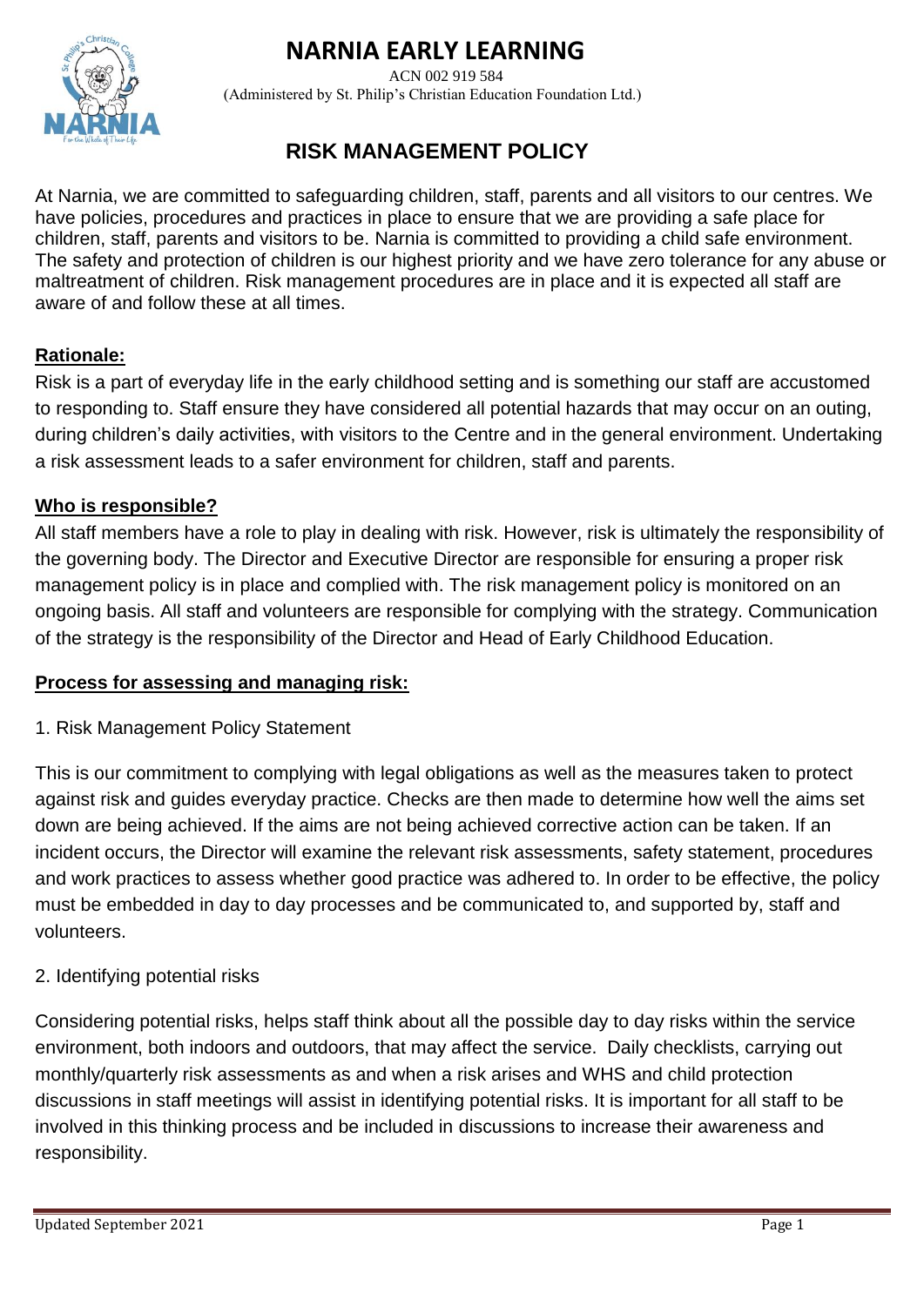# NARNIA EARLY LEARNING

ACN 002 919 584
(Administered by St. Philip's Christian Education Foundation Ltd.)

## RISK MANAGEMENT POLICY

At Narnia, we are committed to safeguarding children, staff, parents and all visitors to our centres. We have policies, procedures and practices in place to ensure that we are providing a safe place for children, staff, parents and visitors to be. Narnia is committed to providing a child safe environment. The safety and protection of children is our highest priority and we have zero tolerance for any abuse or maltreatment of children. Risk management procedures are in place and it is expected all staff are aware of and follow these at all times.

### Rationale:

Risk is a part of everyday life in the early childhood setting and is something our staff are accustomed to responding to. Staff ensure they have considered all potential hazards that may occur on an outing, during children's daily activities, with visitors to the Centre and in the general environment. Undertaking a risk assessment leads to a safer environment for children, staff and parents.

### Who is responsible?

All staff members have a role to play in dealing with risk. However, risk is ultimately the responsibility of the governing body. The Director and Executive Director are responsible for ensuring a proper risk management policy is in place and complied with. The risk management policy is monitored on an ongoing basis. All staff and volunteers are responsible for complying with the strategy. Communication of the strategy is the responsibility of the Director and Head of Early Childhood Education.

### Process for assessing and managing risk:

1. Risk Management Policy Statement

This is our commitment to complying with legal obligations as well as the measures taken to protect against risk and guides everyday practice. Checks are then made to determine how well the aims set down are being achieved. If the aims are not being achieved corrective action can be taken. If an incident occurs, the Director will examine the relevant risk assessments, safety statement, procedures and work practices to assess whether good practice was adhered to. In order to be effective, the policy must be embedded in day to day processes and be communicated to, and supported by, staff and volunteers.

2. Identifying potential risks

Considering potential risks, helps staff think about all the possible day to day risks within the service environment, both indoors and outdoors, that may affect the service. Daily checklists, carrying out monthly/quarterly risk assessments as and when a risk arises and WHS and child protection discussions in staff meetings will assist in identifying potential risks. It is important for all staff to be involved in this thinking process and be included in discussions to increase their awareness and responsibility.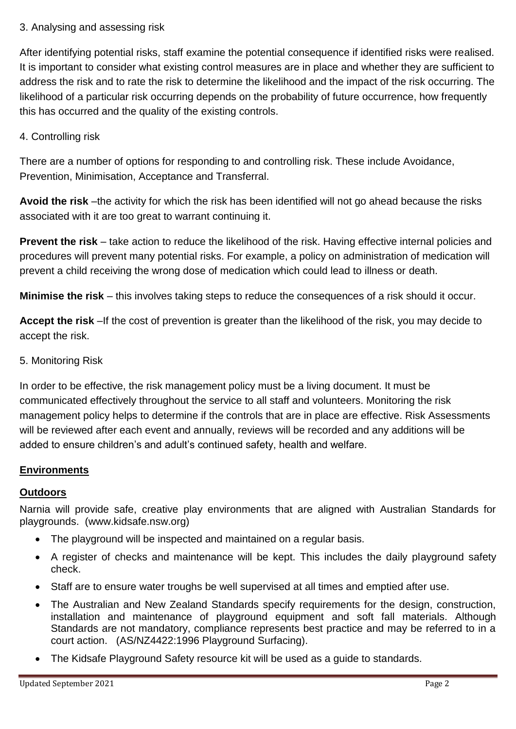3. Analysing and assessing risk

After identifying potential risks, staff examine the potential consequence if identified risks were realised. It is important to consider what existing control measures are in place and whether they are sufficient to address the risk and to rate the risk to determine the likelihood and the impact of the risk occurring. The likelihood of a particular risk occurring depends on the probability of future occurrence, how frequently this has occurred and the quality of the existing controls.

4. Controlling risk

There are a number of options for responding to and controlling risk. These include Avoidance, Prevention, Minimisation, Acceptance and Transferral.

**Avoid the risk** –the activity for which the risk has been identified will not go ahead because the risks associated with it are too great to warrant continuing it.

**Prevent the risk** – take action to reduce the likelihood of the risk. Having effective internal policies and procedures will prevent many potential risks. For example, a policy on administration of medication will prevent a child receiving the wrong dose of medication which could lead to illness or death.

**Minimise the risk** – this involves taking steps to reduce the consequences of a risk should it occur.

**Accept the risk** –If the cost of prevention is greater than the likelihood of the risk, you may decide to accept the risk.

5. Monitoring Risk

In order to be effective, the risk management policy must be a living document. It must be communicated effectively throughout the service to all staff and volunteers. Monitoring the risk management policy helps to determine if the controls that are in place are effective. Risk Assessments will be reviewed after each event and annually, reviews will be recorded and any additions will be added to ensure children's and adult's continued safety, health and welfare.

## Environments

### Outdoors

Narnia will provide safe, creative play environments that are aligned with Australian Standards for playgrounds. (www.kidsafe.nsw.org)

- The playground will be inspected and maintained on a regular basis.
- A register of checks and maintenance will be kept. This includes the daily playground safety check.
- Staff are to ensure water troughs be well supervised at all times and emptied after use.
- The Australian and New Zealand Standards specify requirements for the design, construction, installation and maintenance of playground equipment and soft fall materials. Although Standards are not mandatory, compliance represents best practice and may be referred to in a court action. (AS/NZ4422:1996 Playground Surfacing).
- The Kidsafe Playground Safety resource kit will be used as a guide to standards.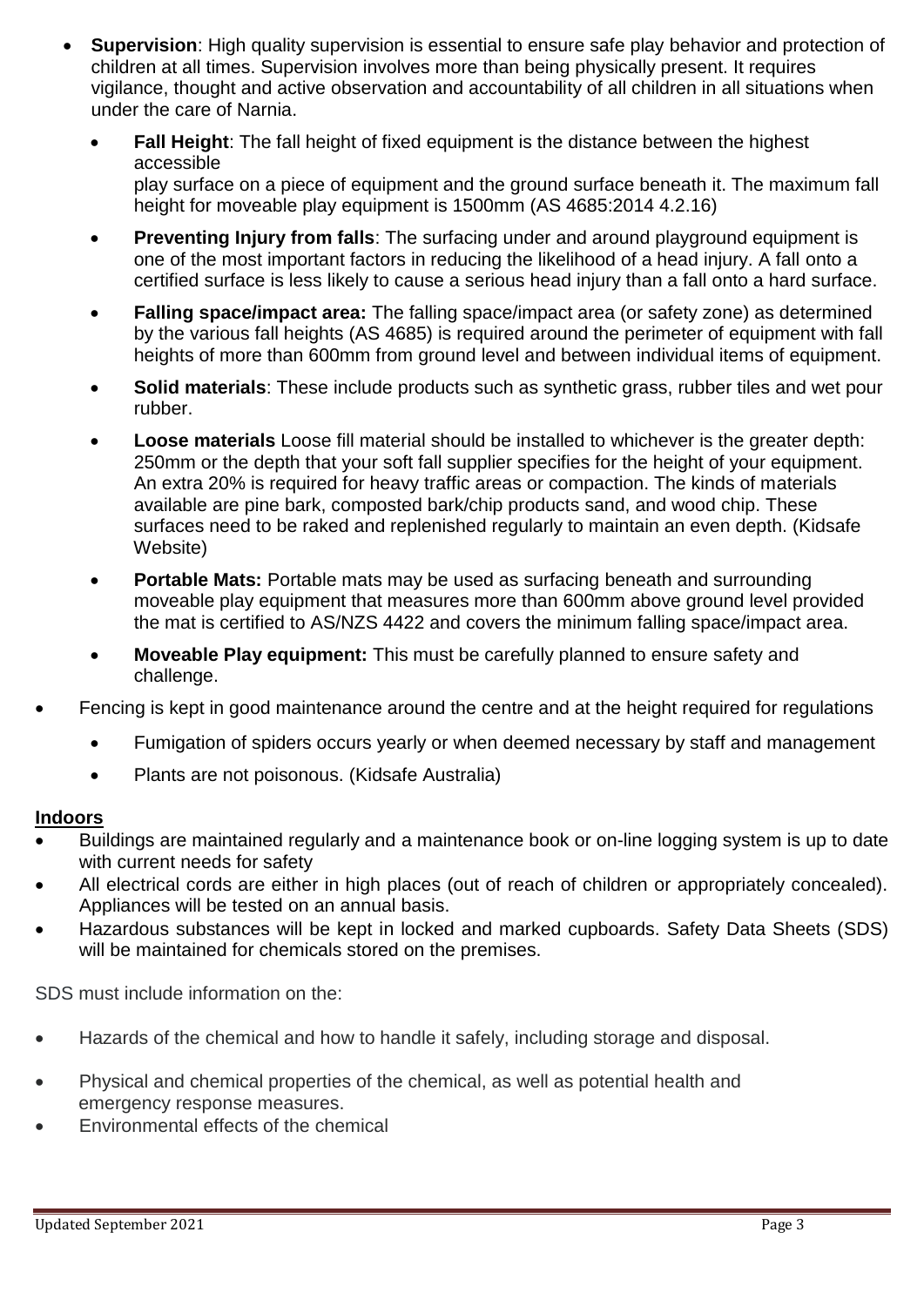- **Supervision**: High quality supervision is essential to ensure safe play behavior and protection of children at all times. Supervision involves more than being physically present. It requires vigilance, thought and active observation and accountability of all children in all situations when under the care of Narnia.
  - **Fall Height**: The fall height of fixed equipment is the distance between the highest accessible
    play surface on a piece of equipment and the ground surface beneath it. The maximum fall height for moveable play equipment is 1500mm (AS 4685:2014 4.2.16)
  - **Preventing Injury from falls**: The surfacing under and around playground equipment is one of the most important factors in reducing the likelihood of a head injury. A fall onto a certified surface is less likely to cause a serious head injury than a fall onto a hard surface.
  - **Falling space/impact area:** The falling space/impact area (or safety zone) as determined by the various fall heights (AS 4685) is required around the perimeter of equipment with fall heights of more than 600mm from ground level and between individual items of equipment.
  - **Solid materials**: These include products such as synthetic grass, rubber tiles and wet pour rubber.
  - **Loose materials** Loose fill material should be installed to whichever is the greater depth: 250mm or the depth that your soft fall supplier specifies for the height of your equipment. An extra 20% is required for heavy traffic areas or compaction. The kinds of materials available are pine bark, composted bark/chip products sand, and wood chip. These surfaces need to be raked and replenished regularly to maintain an even depth. (Kidsafe Website)
  - **Portable Mats:** Portable mats may be used as surfacing beneath and surrounding moveable play equipment that measures more than 600mm above ground level provided the mat is certified to AS/NZS 4422 and covers the minimum falling space/impact area.
  - **Moveable Play equipment:** This must be carefully planned to ensure safety and challenge.
- Fencing is kept in good maintenance around the centre and at the height required for regulations
  - Fumigation of spiders occurs yearly or when deemed necessary by staff and management
  - Plants are not poisonous. (Kidsafe Australia)

**Indoors**

- Buildings are maintained regularly and a maintenance book or on-line logging system is up to date with current needs for safety
- All electrical cords are either in high places (out of reach of children or appropriately concealed). Appliances will be tested on an annual basis.
- Hazardous substances will be kept in locked and marked cupboards. Safety Data Sheets (SDS) will be maintained for chemicals stored on the premises.

SDS must include information on the:

- Hazards of the chemical and how to handle it safely, including storage and disposal.
- Physical and chemical properties of the chemical, as well as potential health and emergency response measures.
- Environmental effects of the chemical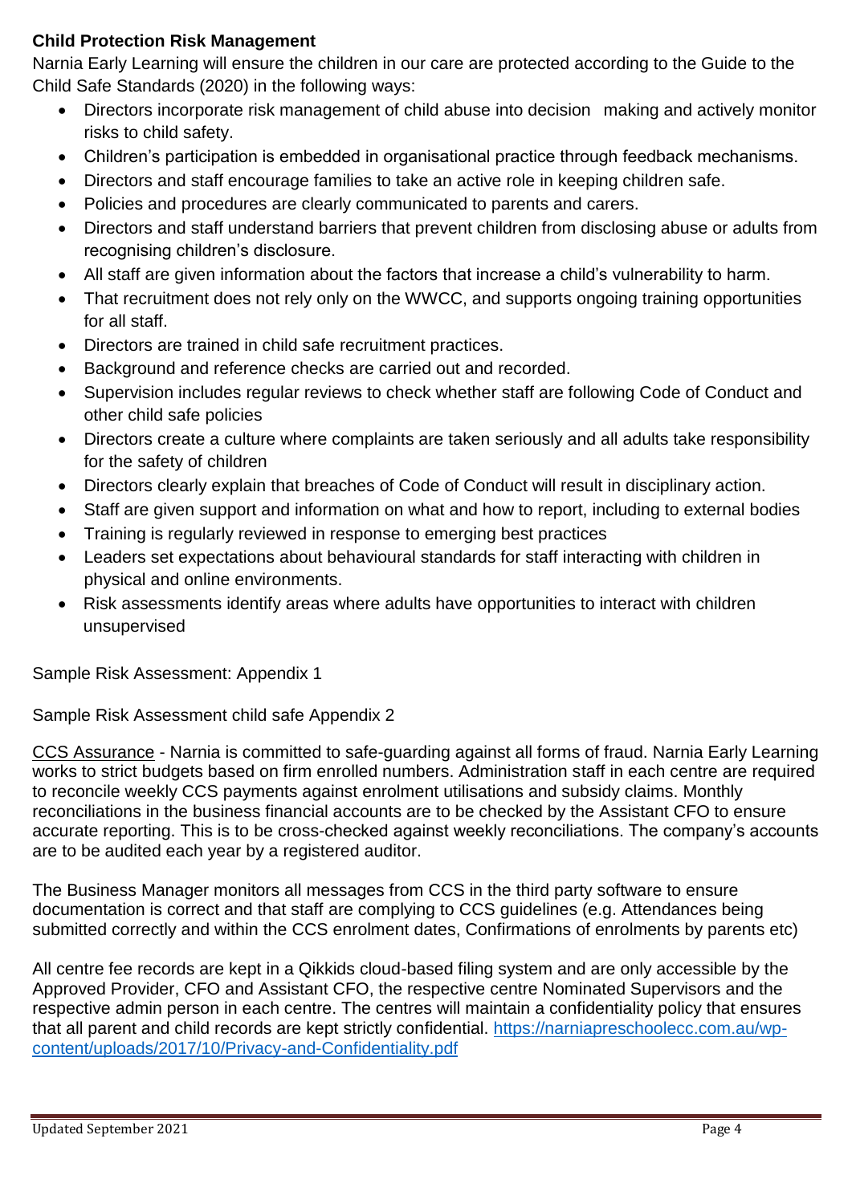**Child Protection Risk Management**

Narnia Early Learning will ensure the children in our care are protected according to the Guide to the Child Safe Standards (2020) in the following ways:

- Directors incorporate risk management of child abuse into decision making and actively monitor risks to child safety.
- Children's participation is embedded in organisational practice through feedback mechanisms.
- Directors and staff encourage families to take an active role in keeping children safe.
- Policies and procedures are clearly communicated to parents and carers.
- Directors and staff understand barriers that prevent children from disclosing abuse or adults from recognising children's disclosure.
- All staff are given information about the factors that increase a child's vulnerability to harm.
- That recruitment does not rely only on the WWCC, and supports ongoing training opportunities for all staff.
- Directors are trained in child safe recruitment practices.
- Background and reference checks are carried out and recorded.
- Supervision includes regular reviews to check whether staff are following Code of Conduct and other child safe policies
- Directors create a culture where complaints are taken seriously and all adults take responsibility for the safety of children
- Directors clearly explain that breaches of Code of Conduct will result in disciplinary action.
- Staff are given support and information on what and how to report, including to external bodies
- Training is regularly reviewed in response to emerging best practices
- Leaders set expectations about behavioural standards for staff interacting with children in physical and online environments.
- Risk assessments identify areas where adults have opportunities to interact with children unsupervised

Sample Risk Assessment: Appendix 1

Sample Risk Assessment child safe Appendix 2

CCS Assurance - Narnia is committed to safe-guarding against all forms of fraud. Narnia Early Learning works to strict budgets based on firm enrolled numbers. Administration staff in each centre are required to reconcile weekly CCS payments against enrolment utilisations and subsidy claims. Monthly reconciliations in the business financial accounts are to be checked by the Assistant CFO to ensure accurate reporting. This is to be cross-checked against weekly reconciliations. The company's accounts are to be audited each year by a registered auditor.

The Business Manager monitors all messages from CCS in the third party software to ensure documentation is correct and that staff are complying to CCS guidelines (e.g. Attendances being submitted correctly and within the CCS enrolment dates, Confirmations of enrolments by parents etc)

All centre fee records are kept in a Qikkids cloud-based filing system and are only accessible by the Approved Provider, CFO and Assistant CFO, the respective centre Nominated Supervisors and the respective admin person in each centre. The centres will maintain a confidentiality policy that ensures that all parent and child records are kept strictly confidential. https://narniapreschoolecc.com.au/wp-content/uploads/2017/10/Privacy-and-Confidentiality.pdf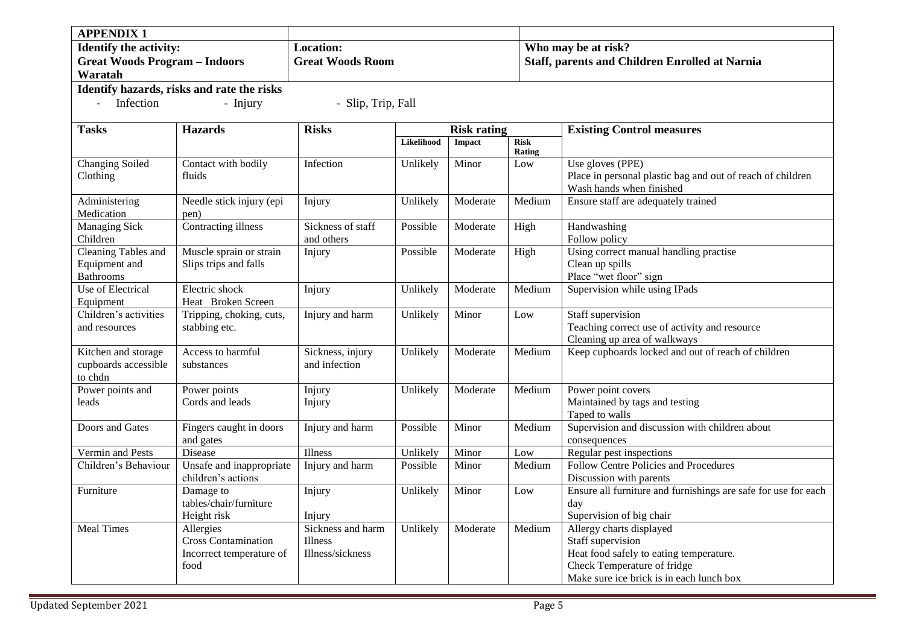| **APPENDIX 1** | | |
|---|---|---|
| **Identify the activity:** **Great Woods Program – Indoors Waratah** | **Location:** **Great Woods Room** | **Who may be at risk?** **Staff, parents and Children Enrolled at Narnia** |

**Identify hazards, risks and rate the risks**

- Infection
- Injury
- Slip, Trip, Fall

| **Tasks** | **Hazards** | **Risks** | **Risk rating** | | | **Existing Control measures** |
|---|---|---|---|---|---|---|
| | | | **Likelihood** | **Impact** | **Risk Rating** | |
| Changing Soiled Clothing | Contact with bodily fluids | Infection | Unlikely | Minor | Low | Use gloves (PPE)<br>Place in personal plastic bag and out of reach of children<br>Wash hands when finished |
| Administering Medication | Needle stick injury (epi pen) | Injury | Unlikely | Moderate | Medium | Ensure staff are adequately trained |
| Managing Sick Children | Contracting illness | Sickness of staff and others | Possible | Moderate | High | Handwashing<br>Follow policy |
| Cleaning Tables and Equipment and Bathrooms | Muscle sprain or strain<br>Slips trips and falls | Injury | Possible | Moderate | High | Using correct manual handling practise<br>Clean up spills<br>Place "wet floor" sign |
| Use of Electrical Equipment | Electric shock<br>Heat Broken Screen | Injury | Unlikely | Moderate | Medium | Supervision while using IPads |
| Children's activities and resources | Tripping, choking, cuts, stabbing etc. | Injury and harm | Unlikely | Minor | Low | Staff supervision<br>Teaching correct use of activity and resource<br>Cleaning up area of walkways |
| Kitchen and storage cupboards accessible to chdn | Access to harmful substances | Sickness, injury and infection | Unlikely | Moderate | Medium | Keep cupboards locked and out of reach of children |
| Power points and leads | Power points<br>Cords and leads | Injury<br>Injury | Unlikely | Moderate | Medium | Power point covers<br>Maintained by tags and testing<br>Taped to walls |
| Doors and Gates | Fingers caught in doors and gates | Injury and harm | Possible | Minor | Medium | Supervision and discussion with children about consequences |
| Vermin and Pests | Disease | Illness | Unlikely | Minor | Low | Regular pest inspections |
| Children's Behaviour | Unsafe and inappropriate children's actions | Injury and harm | Possible | Minor | Medium | Follow Centre Policies and Procedures<br>Discussion with parents |
| Furniture | Damage to tables/chair/furniture<br>Height risk | Injury<br>Injury | Unlikely | Minor | Low | Ensure all furniture and furnishings are safe for use for each day<br>Supervision of big chair |
| Meal Times | Allergies<br>Cross Contamination<br>Incorrect temperature of food | Sickness and harm<br>Illness<br>Illness/sickness | Unlikely | Moderate | Medium | Allergy charts displayed<br>Staff supervision<br>Heat food safely to eating temperature.<br>Check Temperature of fridge<br>Make sure ice brick is in each lunch box |

Updated September 2021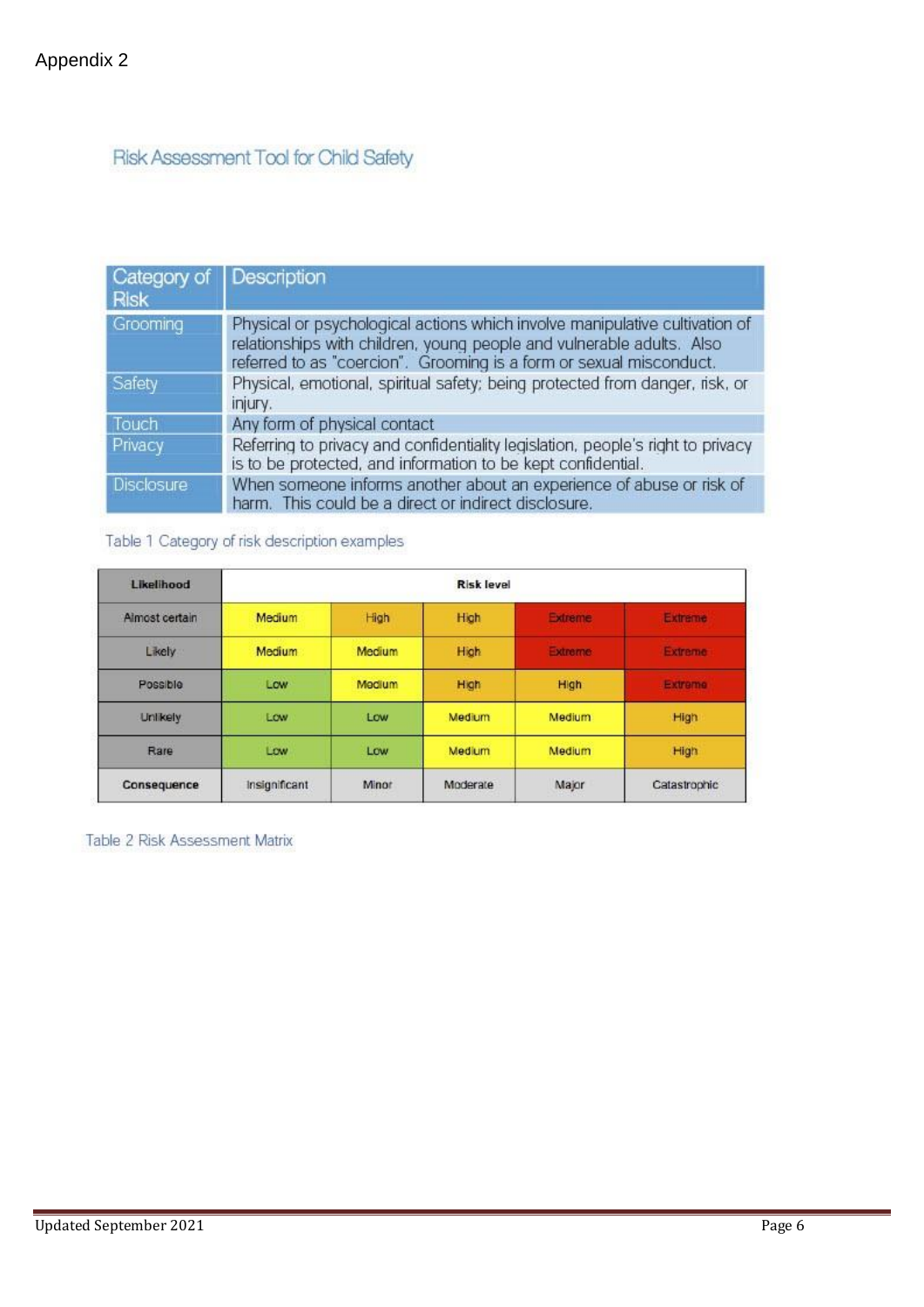Appendix 2

## Risk Assessment Tool for Child Safety

| Category of Risk | Description |
| --- | --- |
| Grooming | Physical or psychological actions which involve manipulative cultivation of relationships with children, young people and vulnerable adults. Also referred to as "coercion". Grooming is a form or sexual misconduct. |
| Safety | Physical, emotional, spiritual safety; being protected from danger, risk, or injury. |
| Touch | Any form of physical contact |
| Privacy | Referring to privacy and confidentiality legislation, people's right to privacy is to be protected, and information to be kept confidential. |
| Disclosure | When someone informs another about an experience of abuse or risk of harm. This could be a direct or indirect disclosure. |

Table 1 Category of risk description examples

| Likelihood | Risk level | | | | |
| --- | --- | --- | --- | --- | --- |
| Almost certain | Medium | High | High | Extreme | Extreme |
| Likely | Medium | Medium | High | Extreme | Extreme |
| Possible | Low | Medium | High | High | Extreme |
| Unlikely | Low | Low | Medium | Medium | High |
| Rare | Low | Low | Medium | Medium | High |
| **Consequence** | Insignificant | Minor | Moderate | Major | Catastrophic |

Table 2 Risk Assessment Matrix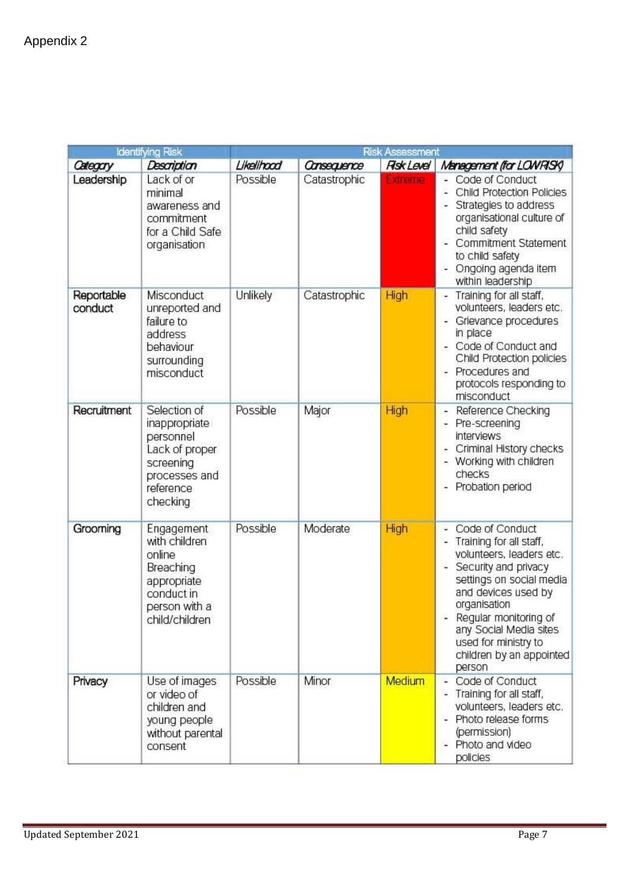Appendix 2

| Identifying Risk | | Risk Assessment | | | |
|---|---|---|---|---|---|
| *Category* | *Description* | *Likelihood* | *Consequence* | *Risk Level* | *Management (for LOW RISK)* |
| Leadership | Lack of or minimal awareness and commitment for a Child Safe organisation | Possible | Catastrophic | Extreme | - Code of Conduct<br>- Child Protection Policies<br>- Strategies to address organisational culture of child safety<br>- Commitment Statement to child safety<br>- Ongoing agenda item within leadership |
| Reportable conduct | Misconduct unreported and failure to address behaviour surrounding misconduct | Unlikely | Catastrophic | High | - Training for all staff, volunteers, leaders etc.<br>- Grievance procedures in place<br>- Code of Conduct and Child Protection policies<br>- Procedures and protocols responding to misconduct |
| Recruitment | Selection of inappropriate personnel<br>Lack of proper screening processes and reference checking | Possible | Major | High | - Reference Checking<br>- Pre-screening interviews<br>- Criminal History checks<br>- Working with children checks<br>- Probation period |
| Grooming | Engagement with children online<br>Breaching appropriate conduct in person with a child/children | Possible | Moderate | High | - Code of Conduct<br>- Training for all staff, volunteers, leaders etc.<br>- Security and privacy settings on social media and devices used by organisation<br>- Regular monitoring of any Social Media sites used for ministry to children by an appointed person |
| Privacy | Use of images or video of children and young people without parental consent | Possible | Minor | Medium | - Code of Conduct<br>- Training for all staff, volunteers, leaders etc.<br>- Photo release forms (permission)<br>- Photo and video policies |

Updated September 2021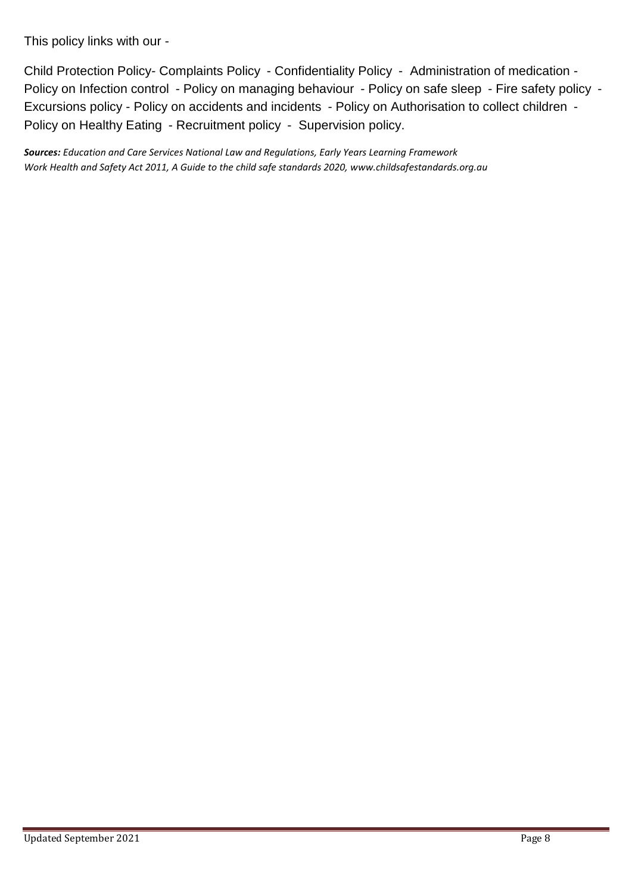This policy links with our -

Child Protection Policy- Complaints Policy - Confidentiality Policy - Administration of medication - Policy on Infection control - Policy on managing behaviour - Policy on safe sleep - Fire safety policy - Excursions policy - Policy on accidents and incidents - Policy on Authorisation to collect children - Policy on Healthy Eating - Recruitment policy - Supervision policy.

***Sources:*** *Education and Care Services National Law and Regulations, Early Years Learning Framework Work Health and Safety Act 2011, A Guide to the child safe standards 2020, www.childsafestandards.org.au*